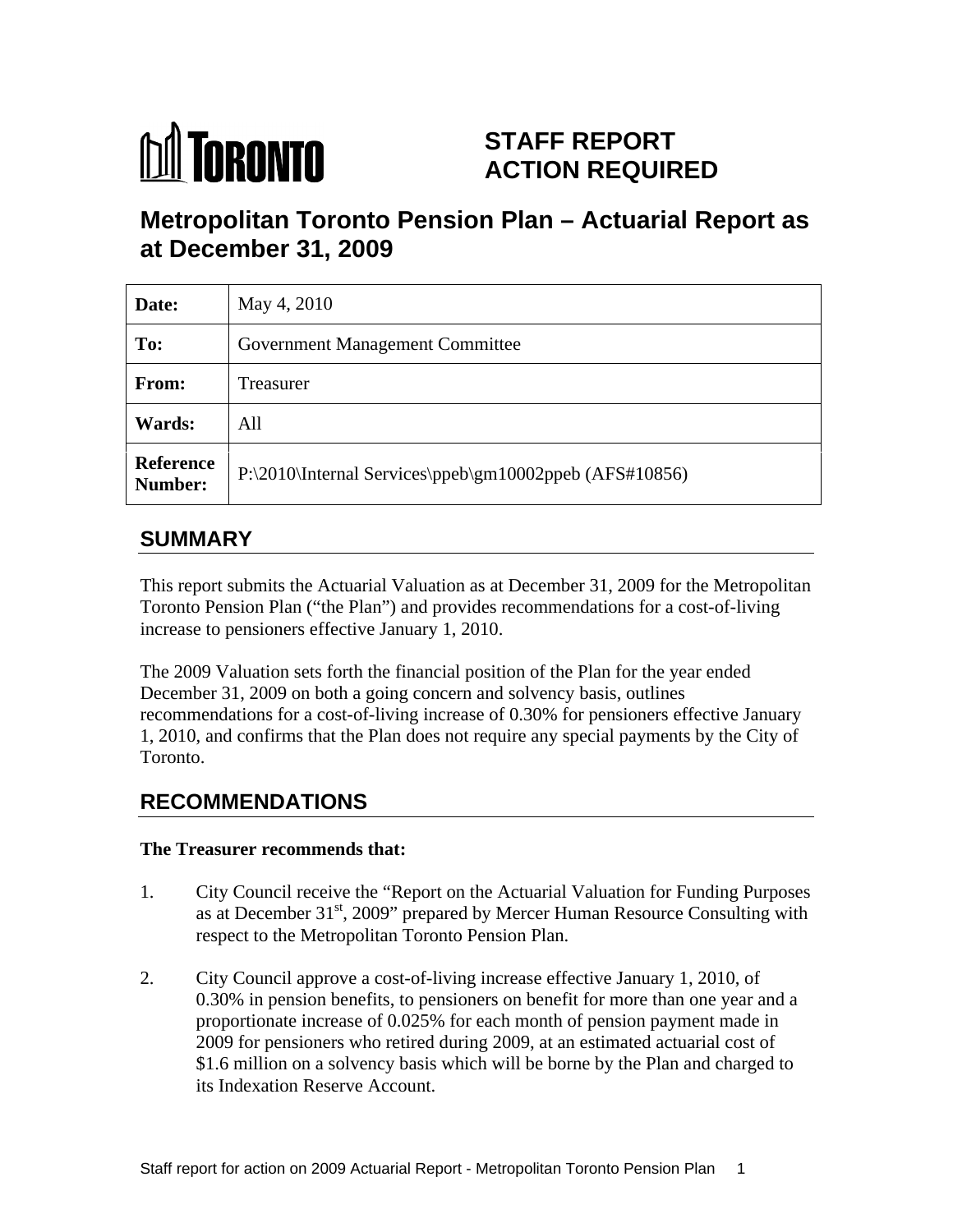# STAFF REPORT ACTION REQUIRED

## Metropolitan Toronto Pension Plan – Actuarial Report as at December 31, 2009

| | |
|---|---|
| **Date:** | May 4, 2010 |
| **To:** | Government Management Committee |
| **From:** | Treasurer |
| **Wards:** | All |
| **Reference Number:** | P:\2010\Internal Services\ppeb\gm10002ppeb (AFS#10856) |

## SUMMARY

This report submits the Actuarial Valuation as at December 31, 2009 for the Metropolitan Toronto Pension Plan ("the Plan") and provides recommendations for a cost-of-living increase to pensioners effective January 1, 2010.

The 2009 Valuation sets forth the financial position of the Plan for the year ended December 31, 2009 on both a going concern and solvency basis, outlines recommendations for a cost-of-living increase of 0.30% for pensioners effective January 1, 2010, and confirms that the Plan does not require any special payments by the City of Toronto.

## RECOMMENDATIONS

**The Treasurer recommends that:**

1. City Council receive the "Report on the Actuarial Valuation for Funding Purposes as at December 31st, 2009" prepared by Mercer Human Resource Consulting with respect to the Metropolitan Toronto Pension Plan.

2. City Council approve a cost-of-living increase effective January 1, 2010, of 0.30% in pension benefits, to pensioners on benefit for more than one year and a proportionate increase of 0.025% for each month of pension payment made in 2009 for pensioners who retired during 2009, at an estimated actuarial cost of $1.6 million on a solvency basis which will be borne by the Plan and charged to its Indexation Reserve Account.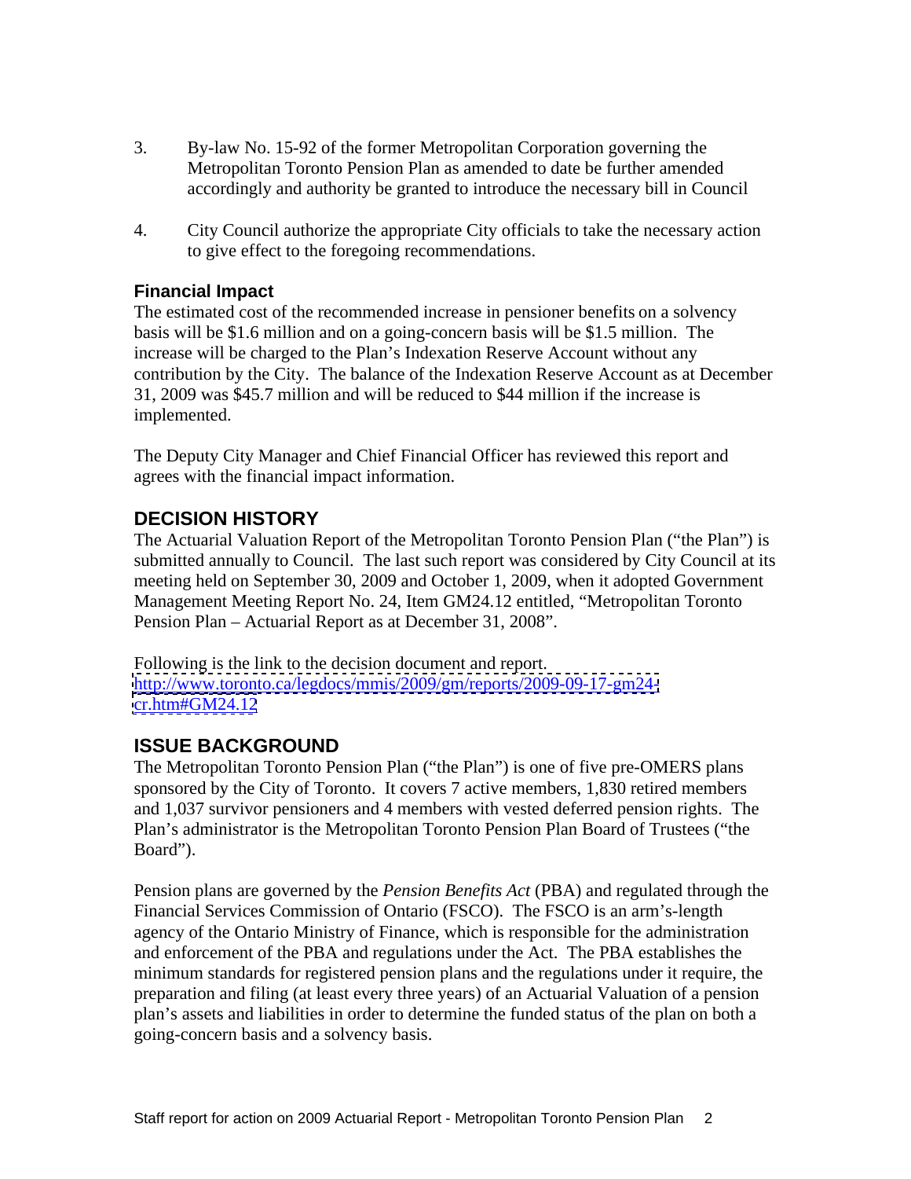3. By-law No. 15-92 of the former Metropolitan Corporation governing the Metropolitan Toronto Pension Plan as amended to date be further amended accordingly and authority be granted to introduce the necessary bill in Council

4. City Council authorize the appropriate City officials to take the necessary action to give effect to the foregoing recommendations.

### Financial Impact

The estimated cost of the recommended increase in pensioner benefits on a solvency basis will be $1.6 million and on a going-concern basis will be $1.5 million. The increase will be charged to the Plan's Indexation Reserve Account without any contribution by the City. The balance of the Indexation Reserve Account as at December 31, 2009 was $45.7 million and will be reduced to $44 million if the increase is implemented.

The Deputy City Manager and Chief Financial Officer has reviewed this report and agrees with the financial impact information.

## DECISION HISTORY

The Actuarial Valuation Report of the Metropolitan Toronto Pension Plan ("the Plan") is submitted annually to Council. The last such report was considered by City Council at its meeting held on September 30, 2009 and October 1, 2009, when it adopted Government Management Meeting Report No. 24, Item GM24.12 entitled, "Metropolitan Toronto Pension Plan – Actuarial Report as at December 31, 2008".

Following is the link to the decision document and report.
[http://www.toronto.ca/legdocs/mmis/2009/gm/reports/2009-09-17-gm24-cr.htm#GM24.12](http://www.toronto.ca/legdocs/mmis/2009/gm/reports/2009-09-17-gm24-cr.htm#GM24.12)

## ISSUE BACKGROUND

The Metropolitan Toronto Pension Plan ("the Plan") is one of five pre-OMERS plans sponsored by the City of Toronto. It covers 7 active members, 1,830 retired members and 1,037 survivor pensioners and 4 members with vested deferred pension rights. The Plan's administrator is the Metropolitan Toronto Pension Plan Board of Trustees ("the Board").

Pension plans are governed by the *Pension Benefits Act* (PBA) and regulated through the Financial Services Commission of Ontario (FSCO). The FSCO is an arm's-length agency of the Ontario Ministry of Finance, which is responsible for the administration and enforcement of the PBA and regulations under the Act. The PBA establishes the minimum standards for registered pension plans and the regulations under it require, the preparation and filing (at least every three years) of an Actuarial Valuation of a pension plan's assets and liabilities in order to determine the funded status of the plan on both a going-concern basis and a solvency basis.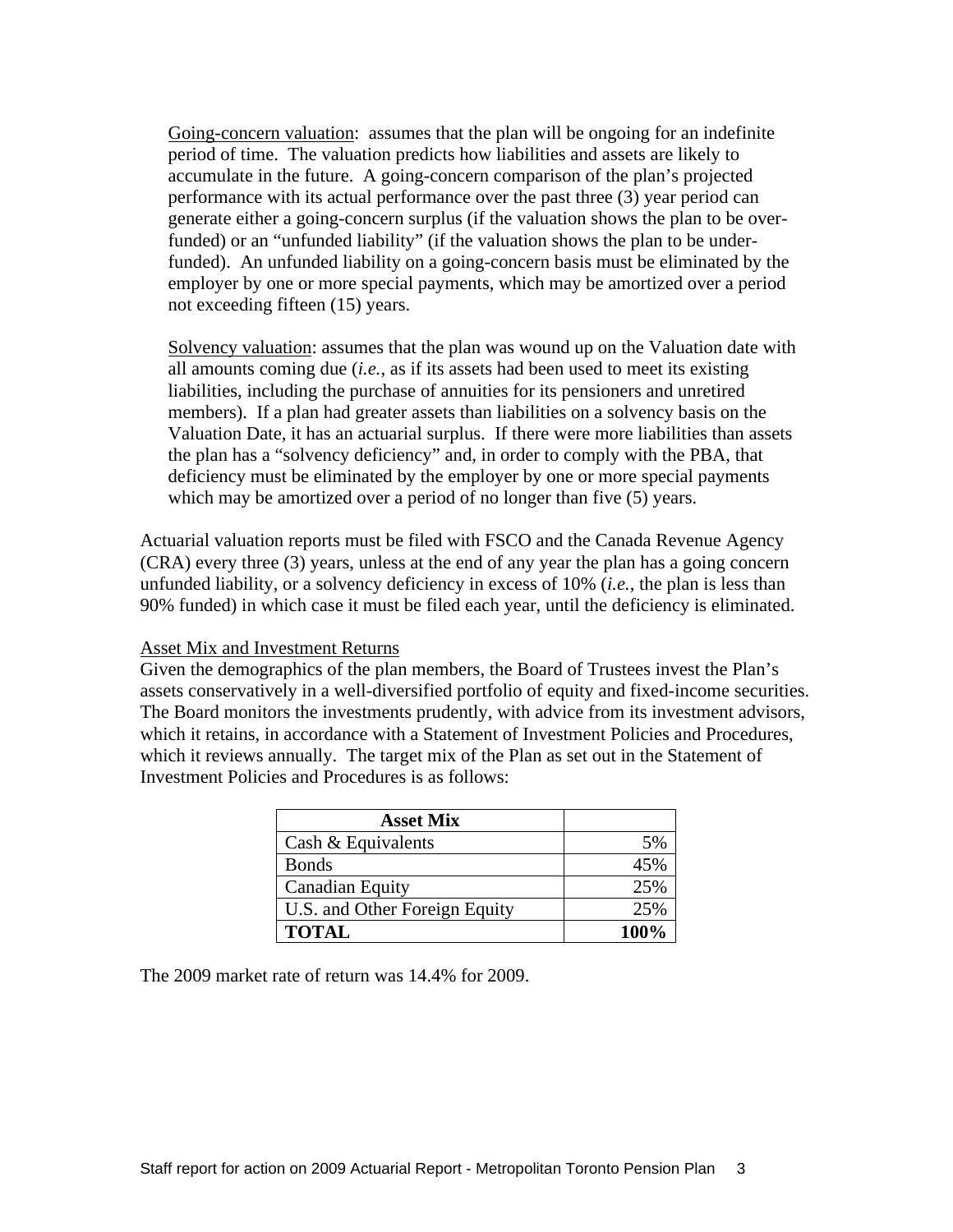Going-concern valuation: assumes that the plan will be ongoing for an indefinite period of time. The valuation predicts how liabilities and assets are likely to accumulate in the future. A going-concern comparison of the plan's projected performance with its actual performance over the past three (3) year period can generate either a going-concern surplus (if the valuation shows the plan to be over-funded) or an "unfunded liability" (if the valuation shows the plan to be under-funded). An unfunded liability on a going-concern basis must be eliminated by the employer by one or more special payments, which may be amortized over a period not exceeding fifteen (15) years.

Solvency valuation: assumes that the plan was wound up on the Valuation date with all amounts coming due (*i.e.*, as if its assets had been used to meet its existing liabilities, including the purchase of annuities for its pensioners and unretired members). If a plan had greater assets than liabilities on a solvency basis on the Valuation Date, it has an actuarial surplus. If there were more liabilities than assets the plan has a "solvency deficiency" and, in order to comply with the PBA, that deficiency must be eliminated by the employer by one or more special payments which may be amortized over a period of no longer than five (5) years.

Actuarial valuation reports must be filed with FSCO and the Canada Revenue Agency (CRA) every three (3) years, unless at the end of any year the plan has a going concern unfunded liability, or a solvency deficiency in excess of 10% (*i.e.*, the plan is less than 90% funded) in which case it must be filed each year, until the deficiency is eliminated.

Asset Mix and Investment Returns

Given the demographics of the plan members, the Board of Trustees invest the Plan's assets conservatively in a well-diversified portfolio of equity and fixed-income securities. The Board monitors the investments prudently, with advice from its investment advisors, which it retains, in accordance with a Statement of Investment Policies and Procedures, which it reviews annually. The target mix of the Plan as set out in the Statement of Investment Policies and Procedures is as follows:

| **Asset Mix** | |
|---|---|
| Cash & Equivalents | 5% |
| Bonds | 45% |
| Canadian Equity | 25% |
| U.S. and Other Foreign Equity | 25% |
| **TOTAL** | **100%** |

The 2009 market rate of return was 14.4% for 2009.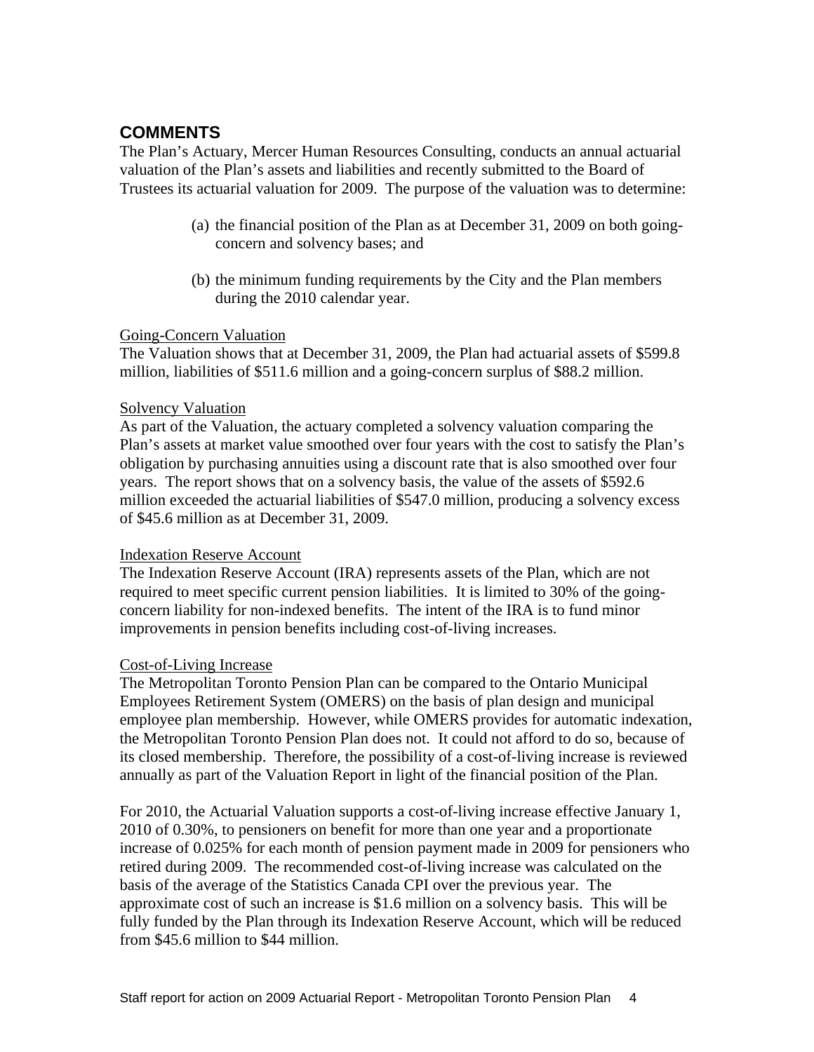## COMMENTS

The Plan's Actuary, Mercer Human Resources Consulting, conducts an annual actuarial valuation of the Plan's assets and liabilities and recently submitted to the Board of Trustees its actuarial valuation for 2009. The purpose of the valuation was to determine:

(a) the financial position of the Plan as at December 31, 2009 on both going-concern and solvency bases; and

(b) the minimum funding requirements by the City and the Plan members during the 2010 calendar year.

### Going-Concern Valuation

The Valuation shows that at December 31, 2009, the Plan had actuarial assets of $599.8 million, liabilities of $511.6 million and a going-concern surplus of $88.2 million.

### Solvency Valuation

As part of the Valuation, the actuary completed a solvency valuation comparing the Plan's assets at market value smoothed over four years with the cost to satisfy the Plan's obligation by purchasing annuities using a discount rate that is also smoothed over four years. The report shows that on a solvency basis, the value of the assets of $592.6 million exceeded the actuarial liabilities of $547.0 million, producing a solvency excess of $45.6 million as at December 31, 2009.

### Indexation Reserve Account

The Indexation Reserve Account (IRA) represents assets of the Plan, which are not required to meet specific current pension liabilities. It is limited to 30% of the going-concern liability for non-indexed benefits. The intent of the IRA is to fund minor improvements in pension benefits including cost-of-living increases.

### Cost-of-Living Increase

The Metropolitan Toronto Pension Plan can be compared to the Ontario Municipal Employees Retirement System (OMERS) on the basis of plan design and municipal employee plan membership. However, while OMERS provides for automatic indexation, the Metropolitan Toronto Pension Plan does not. It could not afford to do so, because of its closed membership. Therefore, the possibility of a cost-of-living increase is reviewed annually as part of the Valuation Report in light of the financial position of the Plan.

For 2010, the Actuarial Valuation supports a cost-of-living increase effective January 1, 2010 of 0.30%, to pensioners on benefit for more than one year and a proportionate increase of 0.025% for each month of pension payment made in 2009 for pensioners who retired during 2009. The recommended cost-of-living increase was calculated on the basis of the average of the Statistics Canada CPI over the previous year. The approximate cost of such an increase is $1.6 million on a solvency basis. This will be fully funded by the Plan through its Indexation Reserve Account, which will be reduced from $45.6 million to $44 million.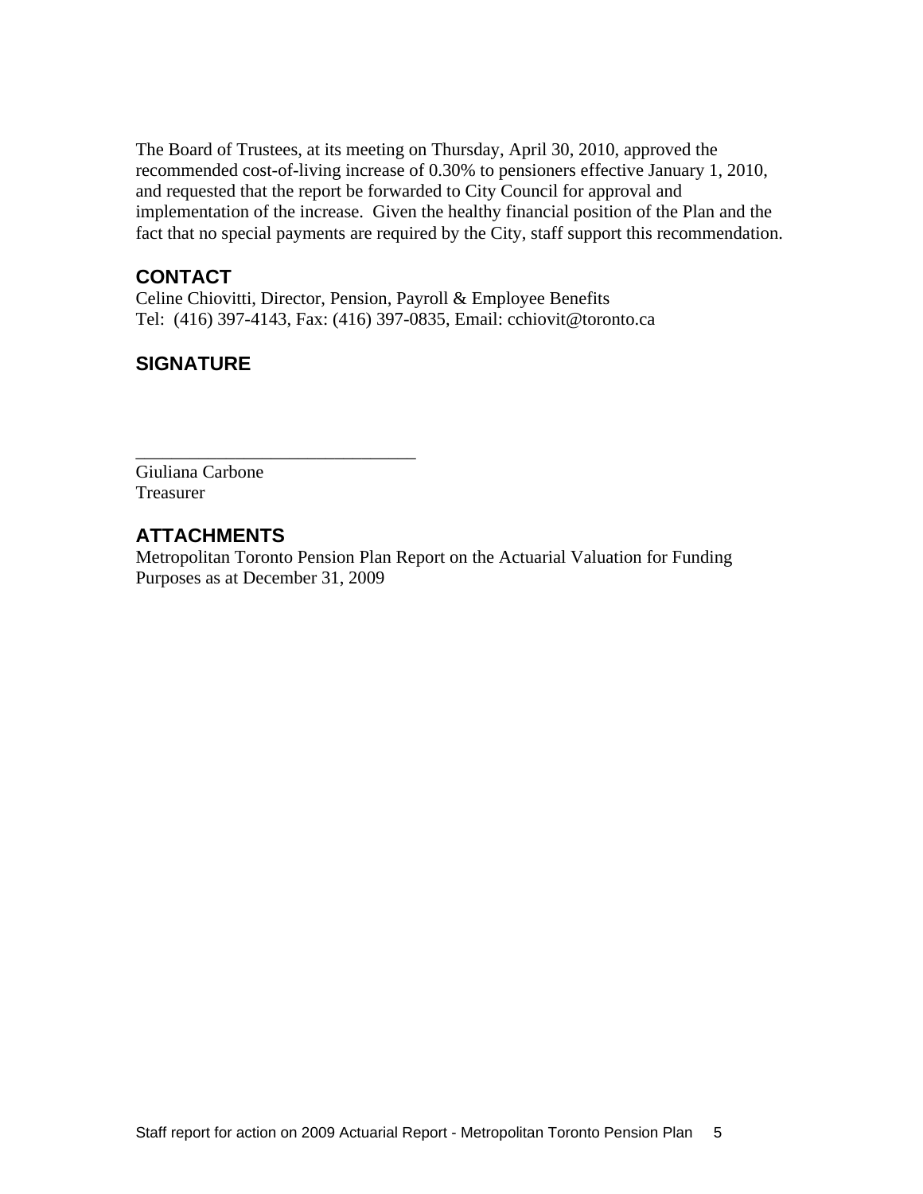The Board of Trustees, at its meeting on Thursday, April 30, 2010, approved the recommended cost-of-living increase of 0.30% to pensioners effective January 1, 2010, and requested that the report be forwarded to City Council for approval and implementation of the increase. Given the healthy financial position of the Plan and the fact that no special payments are required by the City, staff support this recommendation.

## CONTACT

Celine Chiovitti, Director, Pension, Payroll & Employee Benefits
Tel: (416) 397-4143, Fax: (416) 397-0835, Email: cchiovit@toronto.ca

## SIGNATURE

_______________________________
Giuliana Carbone
Treasurer

## ATTACHMENTS

Metropolitan Toronto Pension Plan Report on the Actuarial Valuation for Funding Purposes as at December 31, 2009